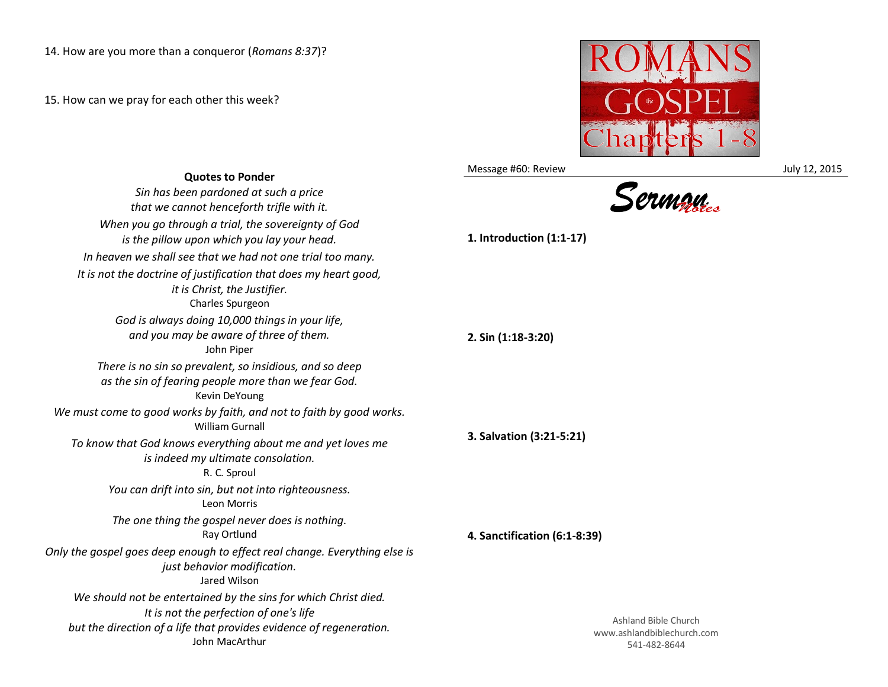14. How are you more than a conqueror (*Romans 8:37*)?

15. How can we pray for each other this week?

**Quotes to Ponder**

*Sin has been pardoned at such a price*
*that we cannot henceforth trifle with it.*

*When you go through a trial, the sovereignty of God*
*is the pillow upon which you lay your head.*

*In heaven we shall see that we had not one trial too many.*

*It is not the doctrine of justification that does my heart good,*
*it is Christ, the Justifier.*
Charles Spurgeon

*God is always doing 10,000 things in your life,*
*and you may be aware of three of them.*
John Piper

*There is no sin so prevalent, so insidious, and so deep*
*as the sin of fearing people more than we fear God.*
Kevin DeYoung

*We must come to good works by faith, and not to faith by good works.*
William Gurnall

*To know that God knows everything about me and yet loves me*
*is indeed my ultimate consolation.*
R. C. Sproul

*You can drift into sin, but not into righteousness.*
Leon Morris

*The one thing the gospel never does is nothing.*
Ray Ortlund

*Only the gospel goes deep enough to effect real change. Everything else is*
*just behavior modification.*
Jared Wilson

*We should not be entertained by the sins for which Christ died.*

*It is not the perfection of one's life*
*but the direction of a life that provides evidence of regeneration.*
John MacArthur

# ROMANS the GOSPEL Chapters 1-8

Message #60: Review — July 12, 2015

## Sermon Notes

**1. Introduction (1:1-17)**

**2. Sin (1:18-3:20)**

**3. Salvation (3:21-5:21)**

**4. Sanctification (6:1-8:39)**

Ashland Bible Church
www.ashlandbiblechurch.com
541-482-8644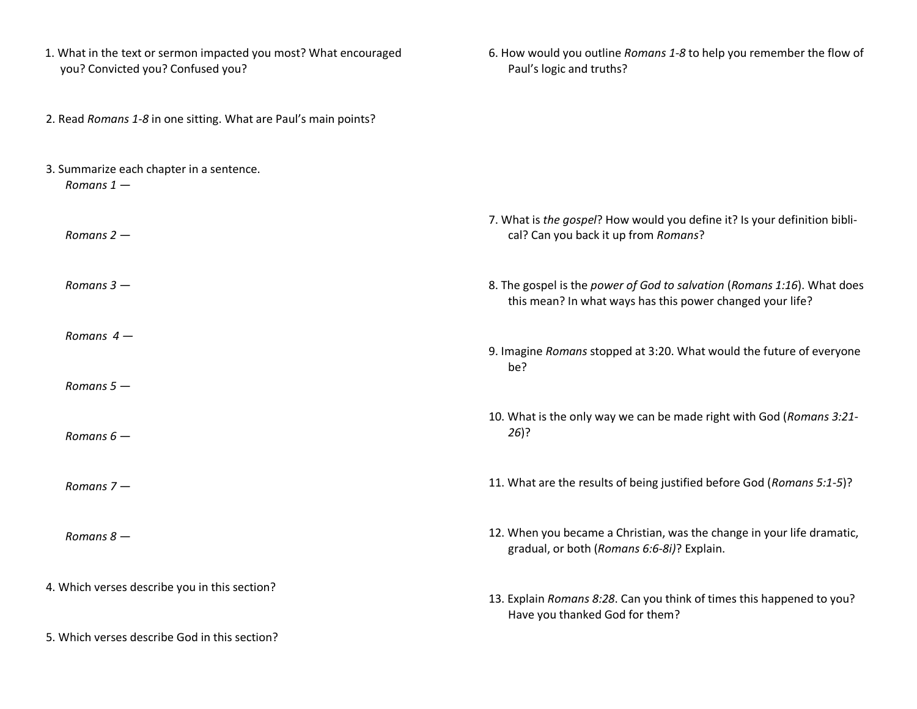1. What in the text or sermon impacted you most? What encouraged you? Convicted you? Confused you?

2. Read *Romans 1-8* in one sitting. What are Paul's main points?

3. Summarize each chapter in a sentence.

   *Romans 1 —*

   *Romans 2 —*

   *Romans 3 —*

   *Romans 4 —*

   *Romans 5 —*

   *Romans 6 —*

   *Romans 7 —*

   *Romans 8 —*

4. Which verses describe you in this section?

5. Which verses describe God in this section?

6. How would you outline *Romans 1-8* to help you remember the flow of Paul's logic and truths?

7. What is *the gospel*? How would you define it? Is your definition biblical? Can you back it up from *Romans*?

8. The gospel is the *power of God to salvation* (*Romans 1:16*). What does this mean? In what ways has this power changed your life?

9. Imagine *Romans* stopped at 3:20. What would the future of everyone be?

10. What is the only way we can be made right with God (*Romans 3:21-26*)?

11. What are the results of being justified before God (*Romans 5:1-5*)?

12. When you became a Christian, was the change in your life dramatic, gradual, or both (*Romans 6:6-8i)*? Explain.

13. Explain *Romans 8:28*. Can you think of times this happened to you? Have you thanked God for them?